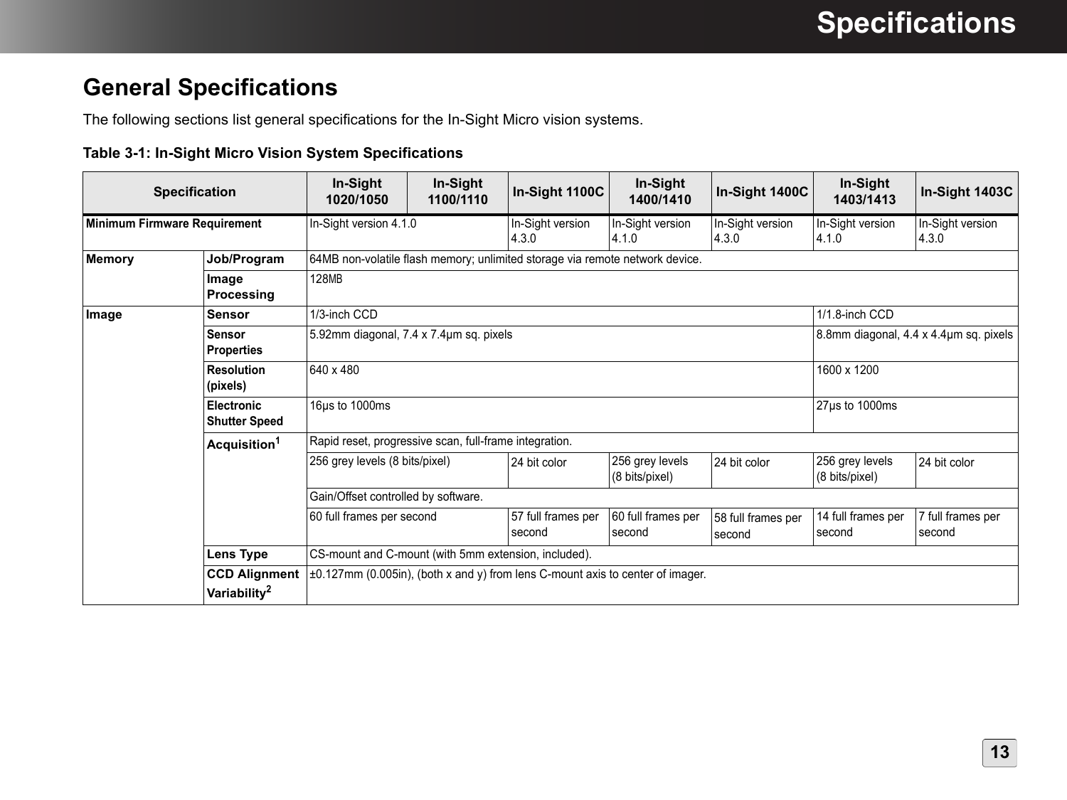## General Specifications

The following sections list general specifications for the In-Sight Micro vision systems.

**Table 3-1: In-Sight Micro Vision System Specifications**

| Specification | | In-Sight 1020/1050 | In-Sight 1100/1110 | In-Sight 1100C | In-Sight 1400/1410 | In-Sight 1400C | In-Sight 1403/1413 | In-Sight 1403C |
|---|---|---|---|---|---|---|---|---|
| **Minimum Firmware Requirement** | | In-Sight version 4.1.0 | | In-Sight version 4.3.0 | In-Sight version 4.1.0 | In-Sight version 4.3.0 | In-Sight version 4.1.0 | In-Sight version 4.3.0 |
| **Memory** | **Job/Program** | 64MB non-volatile flash memory; unlimited storage via remote network device. | | | | | | |
| | **Image Processing** | 128MB | | | | | | |
| **Image** | **Sensor** | 1/3-inch CCD | | | | | 1/1.8-inch CCD | |
| | **Sensor Properties** | 5.92mm diagonal, 7.4 x 7.4µm sq. pixels | | | | | 8.8mm diagonal, 4.4 x 4.4µm sq. pixels | |
| | **Resolution (pixels)** | 640 x 480 | | | | | 1600 x 1200 | |
| | **Electronic Shutter Speed** | 16µs to 1000ms | | | | | 27µs to 1000ms | |
| | **Acquisition**[1] | Rapid reset, progressive scan, full-frame integration. | | | | | | |
| | | 256 grey levels (8 bits/pixel) | | 24 bit color | 256 grey levels (8 bits/pixel) | 24 bit color | 256 grey levels (8 bits/pixel) | 24 bit color |
| | | Gain/Offset controlled by software. | | | | | | |
| | | 60 full frames per second | | 57 full frames per second | 60 full frames per second | 58 full frames per second | 14 full frames per second | 7 full frames per second |
| | **Lens Type** | CS-mount and C-mount (with 5mm extension, included). | | | | | | |
| | **CCD Alignment Variability**[2] | ±0.127mm (0.005in), (both x and y) from lens C-mount axis to center of imager. | | | | | | |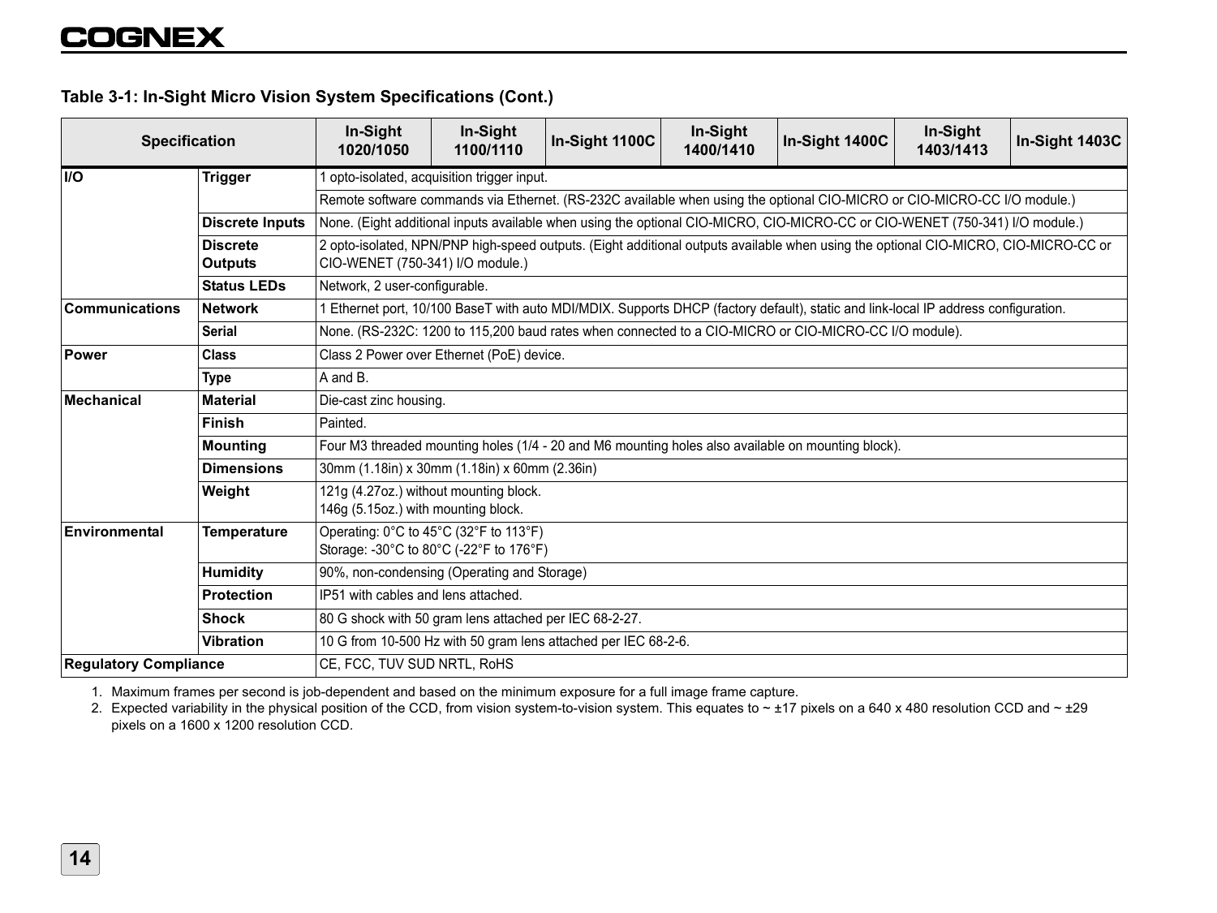**Table 3-1: In-Sight Micro Vision System Specifications (Cont.)**

| Specification | | In-Sight 1020/1050 | In-Sight 1100/1110 | In-Sight 1100C | In-Sight 1400/1410 | In-Sight 1400C | In-Sight 1403/1413 | In-Sight 1403C |
|---|---|---|---|---|---|---|---|---|
| **I/O** | **Trigger** | 1 opto-isolated, acquisition trigger input. | | | | | | |
| | | Remote software commands via Ethernet. (RS-232C available when using the optional CIO-MICRO or CIO-MICRO-CC I/O module.) | | | | | | |
| | **Discrete Inputs** | None. (Eight additional inputs available when using the optional CIO-MICRO, CIO-MICRO-CC or CIO-WENET (750-341) I/O module.) | | | | | | |
| | **Discrete Outputs** | 2 opto-isolated, NPN/PNP high-speed outputs. (Eight additional outputs available when using the optional CIO-MICRO, CIO-MICRO-CC or CIO-WENET (750-341) I/O module.) | | | | | | |
| | **Status LEDs** | Network, 2 user-configurable. | | | | | | |
| **Communications** | **Network** | 1 Ethernet port, 10/100 BaseT with auto MDI/MDIX. Supports DHCP (factory default), static and link-local IP address configuration. | | | | | | |
| | **Serial** | None. (RS-232C: 1200 to 115,200 baud rates when connected to a CIO-MICRO or CIO-MICRO-CC I/O module). | | | | | | |
| **Power** | **Class** | Class 2 Power over Ethernet (PoE) device. | | | | | | |
| | **Type** | A and B. | | | | | | |
| **Mechanical** | **Material** | Die-cast zinc housing. | | | | | | |
| | **Finish** | Painted. | | | | | | |
| | **Mounting** | Four M3 threaded mounting holes (1/4 - 20 and M6 mounting holes also available on mounting block). | | | | | | |
| | **Dimensions** | 30mm (1.18in) x 30mm (1.18in) x 60mm (2.36in) | | | | | | |
| | **Weight** | 121g (4.27oz.) without mounting block.<br>146g (5.15oz.) with mounting block. | | | | | | |
| **Environmental** | **Temperature** | Operating: 0°C to 45°C (32°F to 113°F)<br>Storage: -30°C to 80°C (-22°F to 176°F) | | | | | | |
| | **Humidity** | 90%, non-condensing (Operating and Storage) | | | | | | |
| | **Protection** | IP51 with cables and lens attached. | | | | | | |
| | **Shock** | 80 G shock with 50 gram lens attached per IEC 68-2-27. | | | | | | |
| | **Vibration** | 10 G from 10-500 Hz with 50 gram lens attached per IEC 68-2-6. | | | | | | |
| **Regulatory Compliance** | | CE, FCC, TUV SUD NRTL, RoHS | | | | | | |

1. Maximum frames per second is job-dependent and based on the minimum exposure for a full image frame capture.
2. Expected variability in the physical position of the CCD, from vision system-to-vision system. This equates to ~ ±17 pixels on a 640 x 480 resolution CCD and ~ ±29 pixels on a 1600 x 1200 resolution CCD.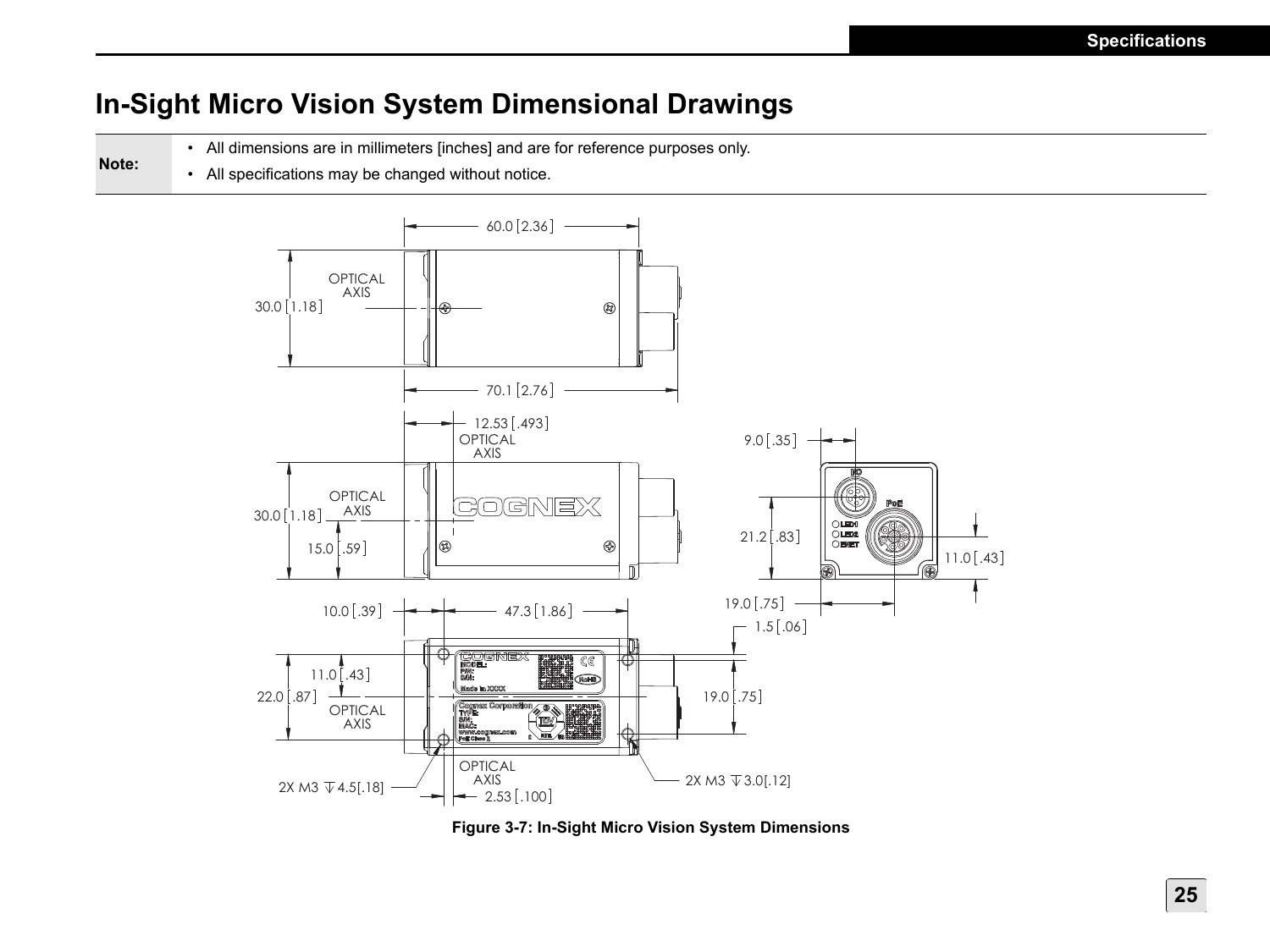# In-Sight Micro Vision System Dimensional Drawings

| Note: | • All dimensions are in millimeters [inches] and are for reference purposes only.<br>• All specifications may be changed without notice. |
| --- | --- |

Figure 3-7: In-Sight Micro Vision System Dimensions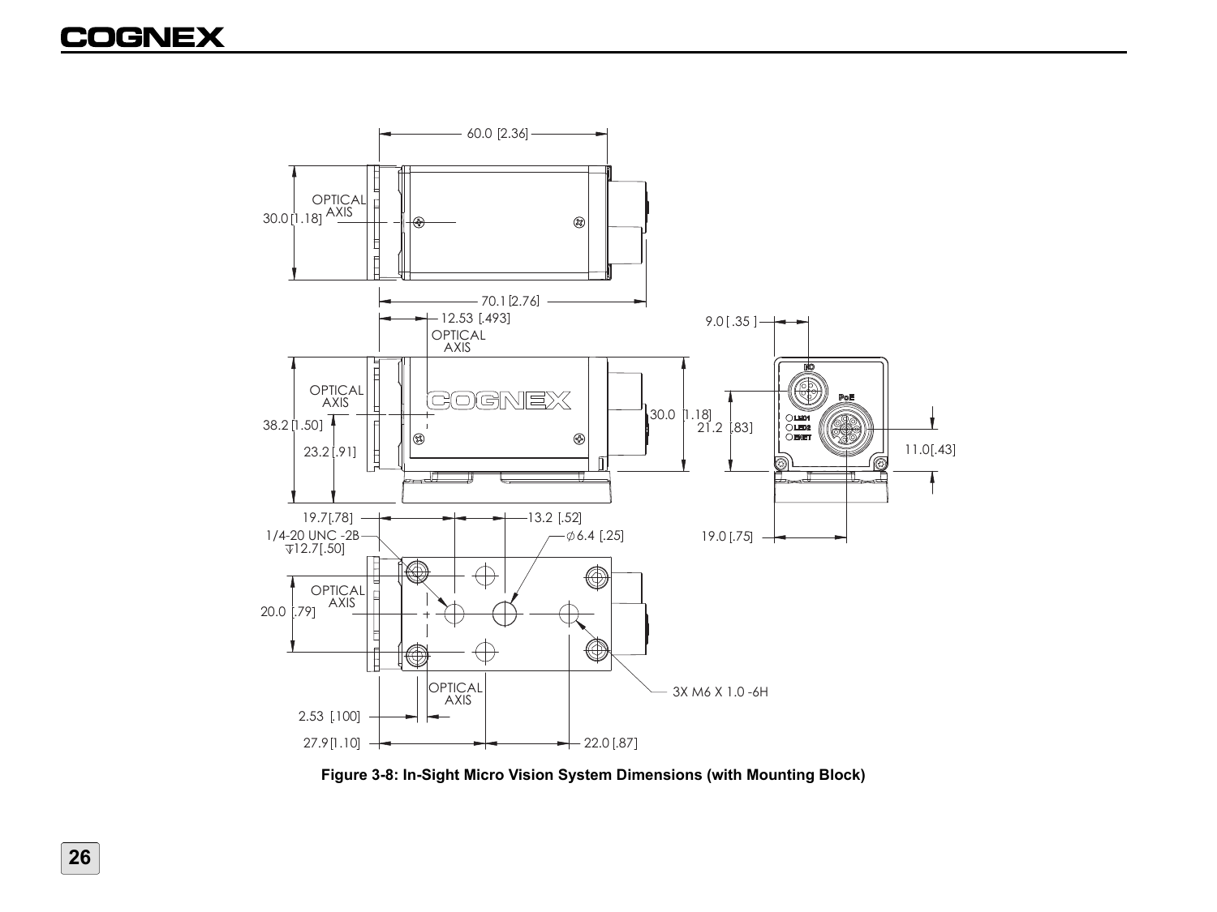60.0 [2.36]

OPTICAL AXIS

30.0 [1.18]

70.1 [2.76]

12.53 [.493]

OPTICAL AXIS

OPTICAL AXIS

38.2 [1.50]

23.2 [.91]

30.0 [1.18]

9.0 [.35]

21.2 [.83]

11.0 [.43]

19.0 [.75]

19.7 [.78]

13.2 [.52]

1/4-20 UNC -2B ⊽12.7 [.50]

⌀6.4 [.25]

OPTICAL AXIS

20.0 [.79]

OPTICAL AXIS

3X M6 X 1.0 -6H

2.53 [.100]

27.9 [1.10]

22.0 [.87]

**Figure 3-8: In-Sight Micro Vision System Dimensions (with Mounting Block)**